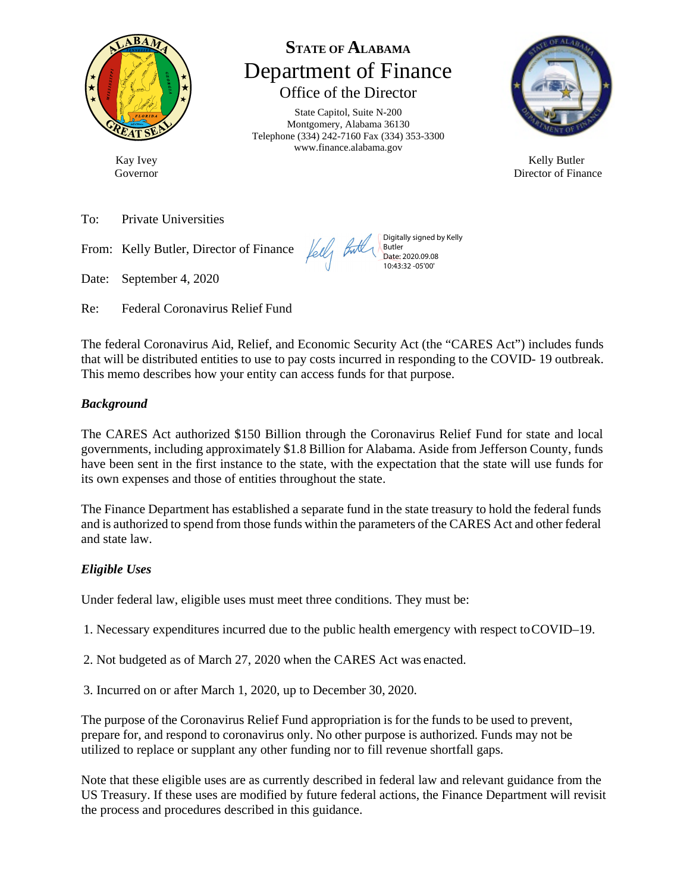**STATE OF ALABAMA**
# Department of Finance
## Office of the Director

State Capitol, Suite N-200
Montgomery, Alabama 36130
Telephone (334) 242-7160 Fax (334) 353-3300
www.finance.alabama.gov

Kay Ivey
Governor

Kelly Butler
Director of Finance

To: Private Universities

From: Kelly Butler, Director of Finance

Digitally signed by Kelly Butler
Date: 2020.09.08 10:43:32 -05'00'

Date: September 4, 2020

Re: Federal Coronavirus Relief Fund

The federal Coronavirus Aid, Relief, and Economic Security Act (the "CARES Act") includes funds that will be distributed entities to use to pay costs incurred in responding to the COVID- 19 outbreak. This memo describes how your entity can access funds for that purpose.

***Background***

The CARES Act authorized $150 Billion through the Coronavirus Relief Fund for state and local governments, including approximately $1.8 Billion for Alabama. Aside from Jefferson County, funds have been sent in the first instance to the state, with the expectation that the state will use funds for its own expenses and those of entities throughout the state.

The Finance Department has established a separate fund in the state treasury to hold the federal funds and is authorized to spend from those funds within the parameters of the CARES Act and other federal and state law.

***Eligible Uses***

Under federal law, eligible uses must meet three conditions. They must be:

1. Necessary expenditures incurred due to the public health emergency with respect to COVID–19.

2. Not budgeted as of March 27, 2020 when the CARES Act was enacted.

3. Incurred on or after March 1, 2020, up to December 30, 2020.

The purpose of the Coronavirus Relief Fund appropriation is for the funds to be used to prevent, prepare for, and respond to coronavirus only. No other purpose is authorized. Funds may not be utilized to replace or supplant any other funding nor to fill revenue shortfall gaps.

Note that these eligible uses are as currently described in federal law and relevant guidance from the US Treasury. If these uses are modified by future federal actions, the Finance Department will revisit the process and procedures described in this guidance.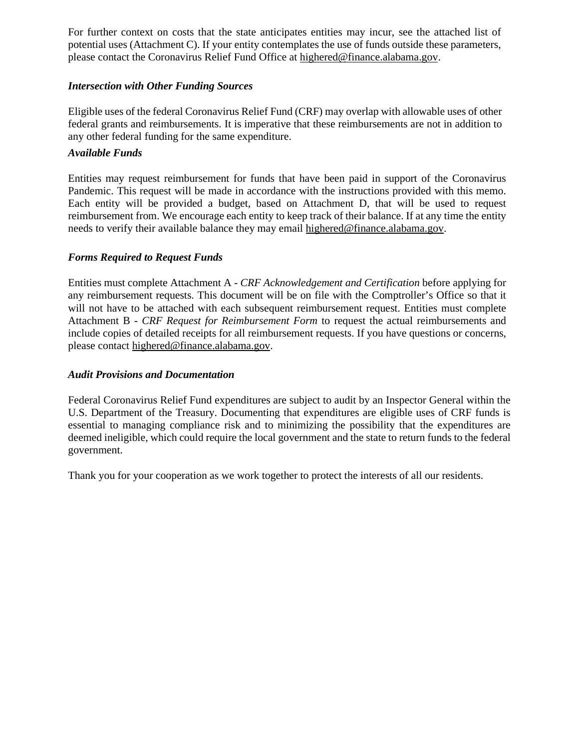For further context on costs that the state anticipates entities may incur, see the attached list of potential uses (Attachment C). If your entity contemplates the use of funds outside these parameters, please contact the Coronavirus Relief Fund Office at highered@finance.alabama.gov.

***Intersection with Other Funding Sources***

Eligible uses of the federal Coronavirus Relief Fund (CRF) may overlap with allowable uses of other federal grants and reimbursements. It is imperative that these reimbursements are not in addition to any other federal funding for the same expenditure.

***Available Funds***

Entities may request reimbursement for funds that have been paid in support of the Coronavirus Pandemic. This request will be made in accordance with the instructions provided with this memo. Each entity will be provided a budget, based on Attachment D, that will be used to request reimbursement from. We encourage each entity to keep track of their balance. If at any time the entity needs to verify their available balance they may email highered@finance.alabama.gov.

***Forms Required to Request Funds***

Entities must complete Attachment A - *CRF Acknowledgement and Certification* before applying for any reimbursement requests. This document will be on file with the Comptroller's Office so that it will not have to be attached with each subsequent reimbursement request. Entities must complete Attachment B - *CRF Request for Reimbursement Form* to request the actual reimbursements and include copies of detailed receipts for all reimbursement requests. If you have questions or concerns, please contact highered@finance.alabama.gov.

***Audit Provisions and Documentation***

Federal Coronavirus Relief Fund expenditures are subject to audit by an Inspector General within the U.S. Department of the Treasury. Documenting that expenditures are eligible uses of CRF funds is essential to managing compliance risk and to minimizing the possibility that the expenditures are deemed ineligible, which could require the local government and the state to return funds to the federal government.

Thank you for your cooperation as we work together to protect the interests of all our residents.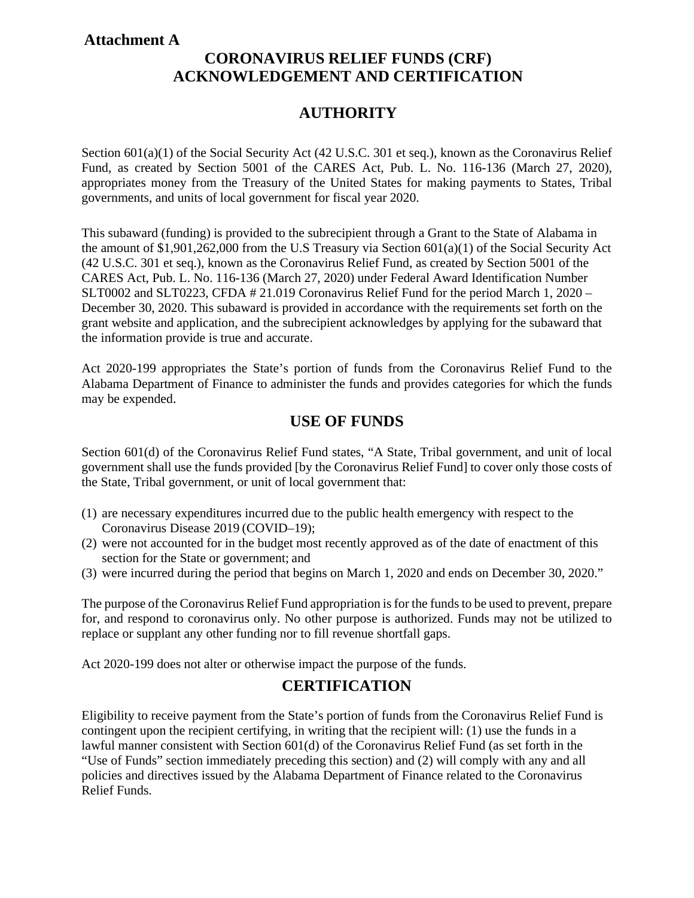**Attachment A**

# CORONAVIRUS RELIEF FUNDS (CRF) ACKNOWLEDGEMENT AND CERTIFICATION

## AUTHORITY

Section 601(a)(1) of the Social Security Act (42 U.S.C. 301 et seq.), known as the Coronavirus Relief Fund, as created by Section 5001 of the CARES Act, Pub. L. No. 116-136 (March 27, 2020), appropriates money from the Treasury of the United States for making payments to States, Tribal governments, and units of local government for fiscal year 2020.

This subaward (funding) is provided to the subrecipient through a Grant to the State of Alabama in the amount of $1,901,262,000 from the U.S Treasury via Section 601(a)(1) of the Social Security Act (42 U.S.C. 301 et seq.), known as the Coronavirus Relief Fund, as created by Section 5001 of the CARES Act, Pub. L. No. 116-136 (March 27, 2020) under Federal Award Identification Number SLT0002 and SLT0223, CFDA # 21.019 Coronavirus Relief Fund for the period March 1, 2020 – December 30, 2020. This subaward is provided in accordance with the requirements set forth on the grant website and application, and the subrecipient acknowledges by applying for the subaward that the information provide is true and accurate.

Act 2020-199 appropriates the State's portion of funds from the Coronavirus Relief Fund to the Alabama Department of Finance to administer the funds and provides categories for which the funds may be expended.

## USE OF FUNDS

Section 601(d) of the Coronavirus Relief Fund states, "A State, Tribal government, and unit of local government shall use the funds provided [by the Coronavirus Relief Fund] to cover only those costs of the State, Tribal government, or unit of local government that:

(1) are necessary expenditures incurred due to the public health emergency with respect to the Coronavirus Disease 2019 (COVID–19);
(2) were not accounted for in the budget most recently approved as of the date of enactment of this section for the State or government; and
(3) were incurred during the period that begins on March 1, 2020 and ends on December 30, 2020."

The purpose of the Coronavirus Relief Fund appropriation is for the funds to be used to prevent, prepare for, and respond to coronavirus only. No other purpose is authorized. Funds may not be utilized to replace or supplant any other funding nor to fill revenue shortfall gaps.

Act 2020-199 does not alter or otherwise impact the purpose of the funds.

## CERTIFICATION

Eligibility to receive payment from the State's portion of funds from the Coronavirus Relief Fund is contingent upon the recipient certifying, in writing that the recipient will: (1) use the funds in a lawful manner consistent with Section 601(d) of the Coronavirus Relief Fund (as set forth in the "Use of Funds" section immediately preceding this section) and (2) will comply with any and all policies and directives issued by the Alabama Department of Finance related to the Coronavirus Relief Funds.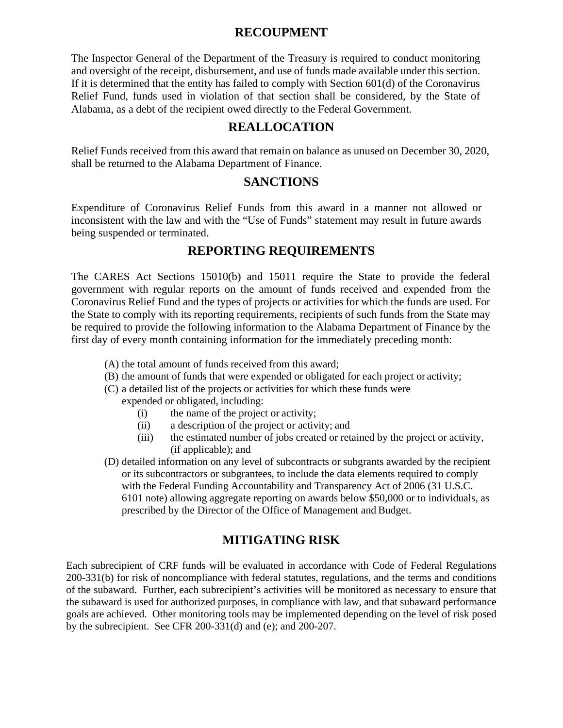## RECOUPMENT

The Inspector General of the Department of the Treasury is required to conduct monitoring and oversight of the receipt, disbursement, and use of funds made available under this section. If it is determined that the entity has failed to comply with Section 601(d) of the Coronavirus Relief Fund, funds used in violation of that section shall be considered, by the State of Alabama, as a debt of the recipient owed directly to the Federal Government.

## REALLOCATION

Relief Funds received from this award that remain on balance as unused on December 30, 2020, shall be returned to the Alabama Department of Finance.

## SANCTIONS

Expenditure of Coronavirus Relief Funds from this award in a manner not allowed or inconsistent with the law and with the "Use of Funds" statement may result in future awards being suspended or terminated.

## REPORTING REQUIREMENTS

The CARES Act Sections 15010(b) and 15011 require the State to provide the federal government with regular reports on the amount of funds received and expended from the Coronavirus Relief Fund and the types of projects or activities for which the funds are used. For the State to comply with its reporting requirements, recipients of such funds from the State may be required to provide the following information to the Alabama Department of Finance by the first day of every month containing information for the immediately preceding month:

- (A) the total amount of funds received from this award;
- (B) the amount of funds that were expended or obligated for each project or activity;
- (C) a detailed list of the projects or activities for which these funds were expended or obligated, including:
    - (i) the name of the project or activity;
    - (ii) a description of the project or activity; and
    - (iii) the estimated number of jobs created or retained by the project or activity, (if applicable); and
- (D) detailed information on any level of subcontracts or subgrants awarded by the recipient or its subcontractors or subgrantees, to include the data elements required to comply with the Federal Funding Accountability and Transparency Act of 2006 (31 U.S.C. 6101 note) allowing aggregate reporting on awards below $50,000 or to individuals, as prescribed by the Director of the Office of Management and Budget.

## MITIGATING RISK

Each subrecipient of CRF funds will be evaluated in accordance with Code of Federal Regulations 200-331(b) for risk of noncompliance with federal statutes, regulations, and the terms and conditions of the subaward. Further, each subrecipient's activities will be monitored as necessary to ensure that the subaward is used for authorized purposes, in compliance with law, and that subaward performance goals are achieved. Other monitoring tools may be implemented depending on the level of risk posed by the subrecipient. See CFR 200-331(d) and (e); and 200-207.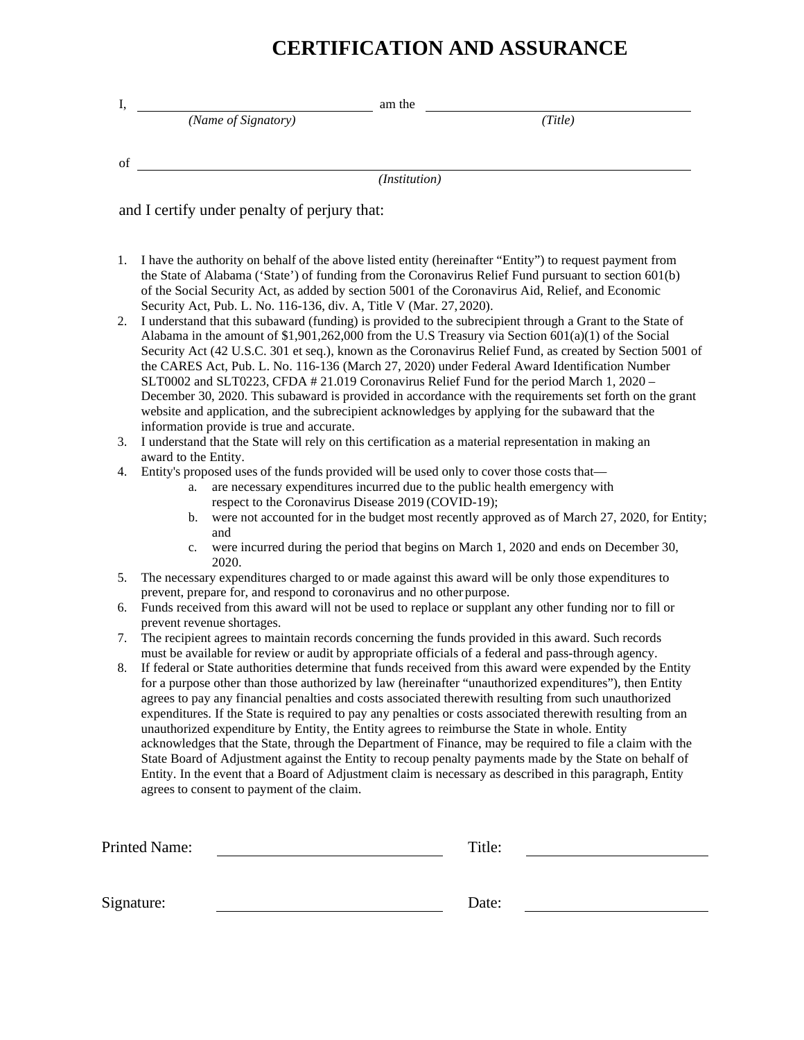# CERTIFICATION AND ASSURANCE

I, ______________________________ am the ______________________________
*(Name of Signatory)* *(Title)*

of ____________________________________________________________
*(Institution)*

and I certify under penalty of perjury that:

1. I have the authority on behalf of the above listed entity (hereinafter "Entity") to request payment from the State of Alabama ('State') of funding from the Coronavirus Relief Fund pursuant to section 601(b) of the Social Security Act, as added by section 5001 of the Coronavirus Aid, Relief, and Economic Security Act, Pub. L. No. 116-136, div. A, Title V (Mar. 27, 2020).
2. I understand that this subaward (funding) is provided to the subrecipient through a Grant to the State of Alabama in the amount of $1,901,262,000 from the U.S Treasury via Section 601(a)(1) of the Social Security Act (42 U.S.C. 301 et seq.), known as the Coronavirus Relief Fund, as created by Section 5001 of the CARES Act, Pub. L. No. 116-136 (March 27, 2020) under Federal Award Identification Number SLT0002 and SLT0223, CFDA # 21.019 Coronavirus Relief Fund for the period March 1, 2020 – December 30, 2020. This subaward is provided in accordance with the requirements set forth on the grant website and application, and the subrecipient acknowledges by applying for the subaward that the information provide is true and accurate.
3. I understand that the State will rely on this certification as a material representation in making an award to the Entity.
4. Entity's proposed uses of the funds provided will be used only to cover those costs that—
   a. are necessary expenditures incurred due to the public health emergency with respect to the Coronavirus Disease 2019 (COVID-19);
   b. were not accounted for in the budget most recently approved as of March 27, 2020, for Entity; and
   c. were incurred during the period that begins on March 1, 2020 and ends on December 30, 2020.
5. The necessary expenditures charged to or made against this award will be only those expenditures to prevent, prepare for, and respond to coronavirus and no other purpose.
6. Funds received from this award will not be used to replace or supplant any other funding nor to fill or prevent revenue shortages.
7. The recipient agrees to maintain records concerning the funds provided in this award. Such records must be available for review or audit by appropriate officials of a federal and pass-through agency.
8. If federal or State authorities determine that funds received from this award were expended by the Entity for a purpose other than those authorized by law (hereinafter "unauthorized expenditures"), then Entity agrees to pay any financial penalties and costs associated therewith resulting from such unauthorized expenditures. If the State is required to pay any penalties or costs associated therewith resulting from an unauthorized expenditure by Entity, the Entity agrees to reimburse the State in whole. Entity acknowledges that the State, through the Department of Finance, may be required to file a claim with the State Board of Adjustment against the Entity to recoup penalty payments made by the State on behalf of Entity. In the event that a Board of Adjustment claim is necessary as described in this paragraph, Entity agrees to consent to payment of the claim.

Printed Name: ______________________________ Title: ______________________

Signature: ______________________________ Date: ______________________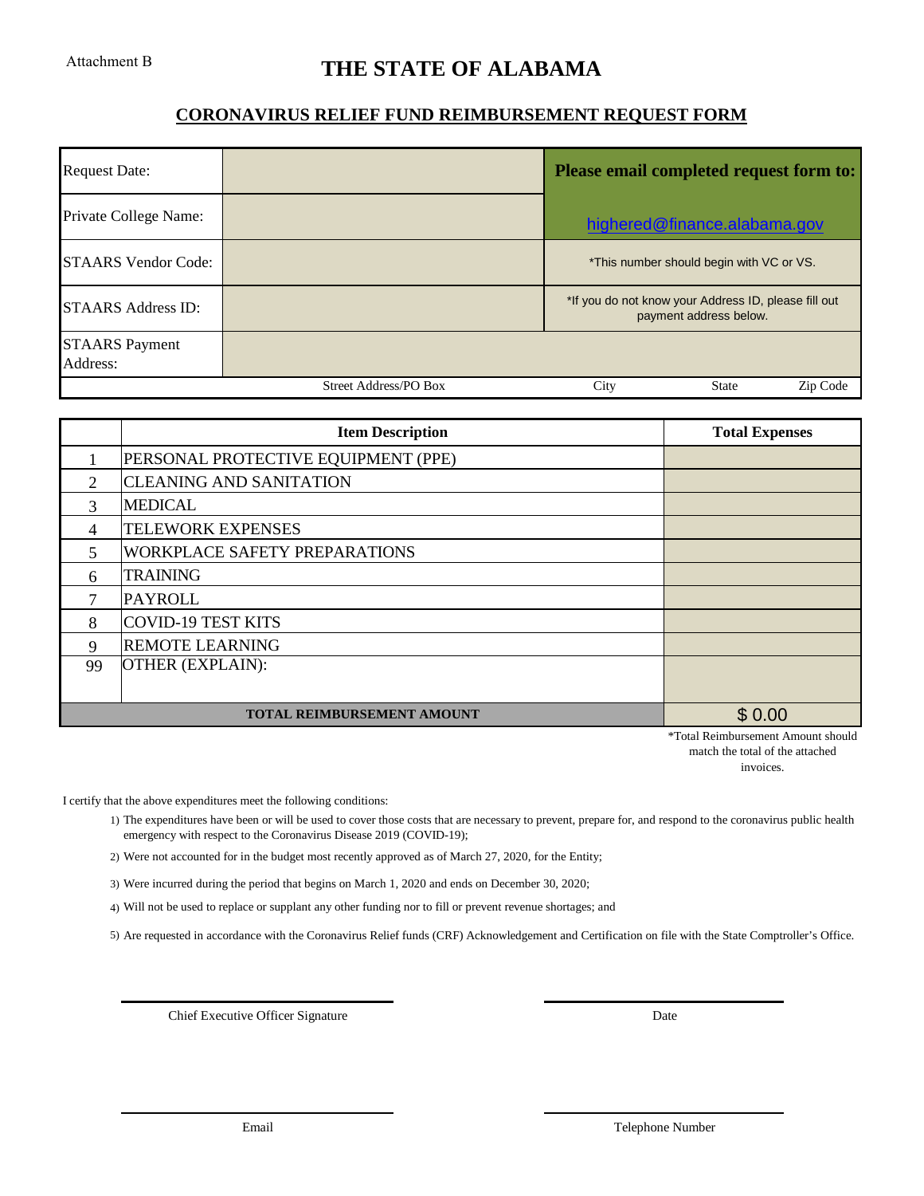Attachment B

# THE STATE OF ALABAMA

## CORONAVIRUS RELIEF FUND REIMBURSEMENT REQUEST FORM

| | | |
|---|---|---|
| Request Date: | | **Please email completed request form to:** |
| Private College Name: | | highered@finance.alabama.gov |
| STAARS Vendor Code: | | *This number should begin with VC or VS. |
| STAARS Address ID: | | *If you do not know your Address ID, please fill out payment address below. |
| STAARS Payment Address: | | |
| | Street Address/PO Box | City &nbsp;&nbsp; State &nbsp;&nbsp; Zip Code |

| | Item Description | Total Expenses |
|---|---|---|
| 1 | PERSONAL PROTECTIVE EQUIPMENT (PPE) | |
| 2 | CLEANING AND SANITATION | |
| 3 | MEDICAL | |
| 4 | TELEWORK EXPENSES | |
| 5 | WORKPLACE SAFETY PREPARATIONS | |
| 6 | TRAINING | |
| 7 | PAYROLL | |
| 8 | COVID-19 TEST KITS | |
| 9 | REMOTE LEARNING | |
| 99 | OTHER (EXPLAIN): | |
| | **TOTAL REIMBURSEMENT AMOUNT** | $ 0.00 |

*Total Reimbursement Amount should match the total of the attached invoices.

I certify that the above expenditures meet the following conditions:

1) The expenditures have been or will be used to cover those costs that are necessary to prevent, prepare for, and respond to the coronavirus public health emergency with respect to the Coronavirus Disease 2019 (COVID-19);
2) Were not accounted for in the budget most recently approved as of March 27, 2020, for the Entity;
3) Were incurred during the period that begins on March 1, 2020 and ends on December 30, 2020;
4) Will not be used to replace or supplant any other funding nor to fill or prevent revenue shortages; and
5) Are requested in accordance with the Coronavirus Relief funds (CRF) Acknowledgement and Certification on file with the State Comptroller's Office.

______________________________ &nbsp;&nbsp;&nbsp;&nbsp; ______________________________

Chief Executive Officer Signature &nbsp;&nbsp;&nbsp;&nbsp; Date

______________________________ &nbsp;&nbsp;&nbsp;&nbsp; ______________________________

Email &nbsp;&nbsp;&nbsp;&nbsp; Telephone Number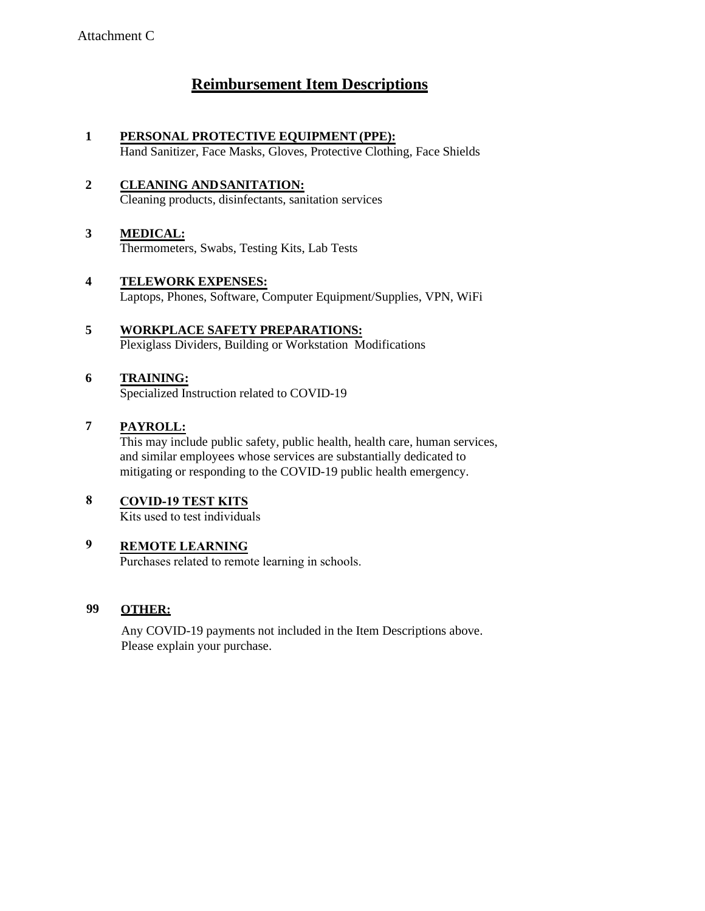Attachment C

# Reimbursement Item Descriptions

**1** **PERSONAL PROTECTIVE EQUIPMENT (PPE):**
Hand Sanitizer, Face Masks, Gloves, Protective Clothing, Face Shields

**2** **CLEANING AND SANITATION:**
Cleaning products, disinfectants, sanitation services

**3** **MEDICAL:**
Thermometers, Swabs, Testing Kits, Lab Tests

**4** **TELEWORK EXPENSES:**
Laptops, Phones, Software, Computer Equipment/Supplies, VPN, WiFi

**5** **WORKPLACE SAFETY PREPARATIONS:**
Plexiglass Dividers, Building or Workstation Modifications

**6** **TRAINING:**
Specialized Instruction related to COVID-19

**7** **PAYROLL:**
This may include public safety, public health, health care, human services, and similar employees whose services are substantially dedicated to mitigating or responding to the COVID-19 public health emergency.

**8** **COVID-19 TEST KITS**
Kits used to test individuals

**9** **REMOTE LEARNING**
Purchases related to remote learning in schools.

**99** **OTHER:**
Any COVID-19 payments not included in the Item Descriptions above. Please explain your purchase.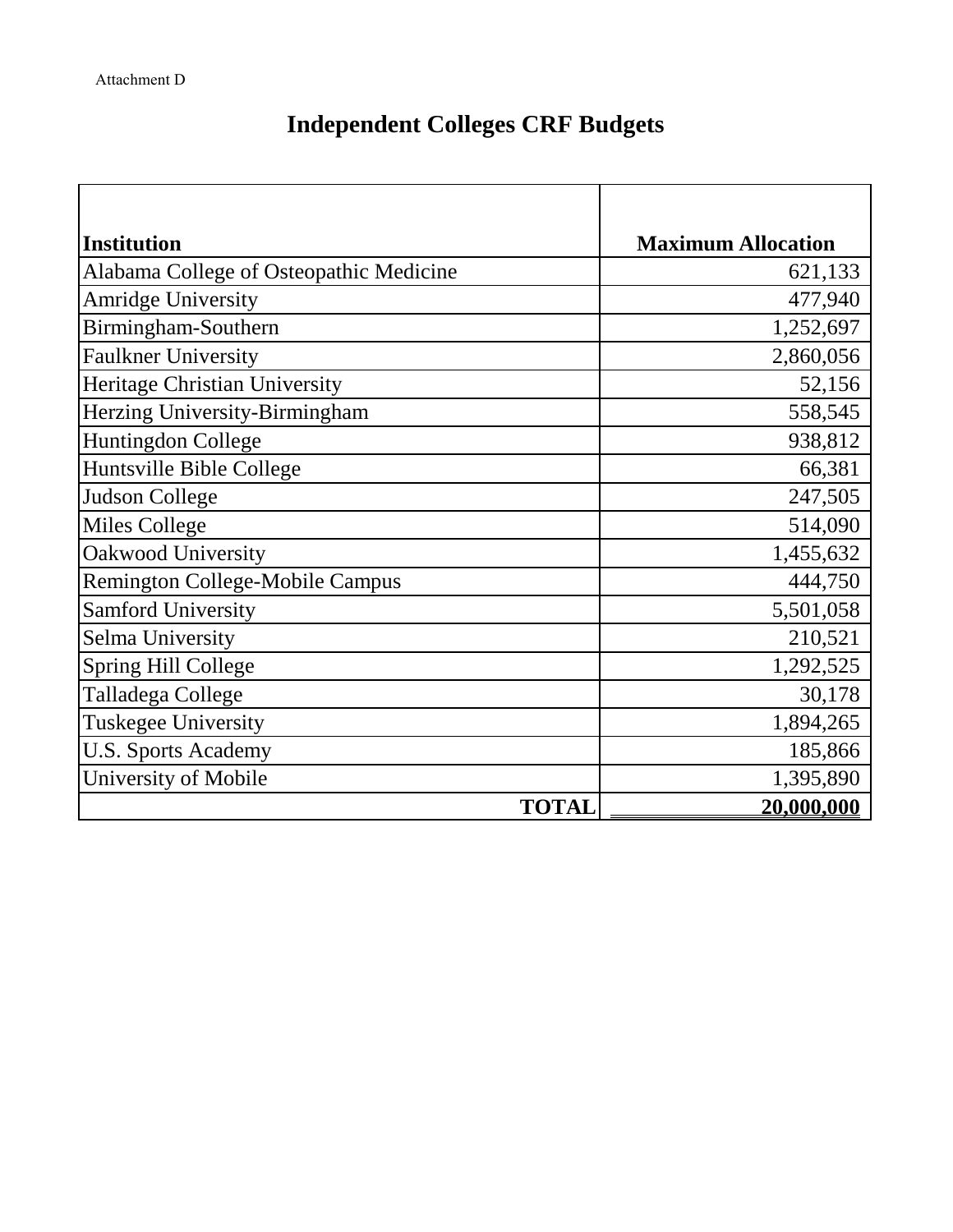Attachment D

# Independent Colleges CRF Budgets

| Institution | Maximum Allocation |
|---|---|
| Alabama College of Osteopathic Medicine | 621,133 |
| Amridge University | 477,940 |
| Birmingham-Southern | 1,252,697 |
| Faulkner University | 2,860,056 |
| Heritage Christian University | 52,156 |
| Herzing University-Birmingham | 558,545 |
| Huntingdon College | 938,812 |
| Huntsville Bible College | 66,381 |
| Judson College | 247,505 |
| Miles College | 514,090 |
| Oakwood University | 1,455,632 |
| Remington College-Mobile Campus | 444,750 |
| Samford University | 5,501,058 |
| Selma University | 210,521 |
| Spring Hill College | 1,292,525 |
| Talladega College | 30,178 |
| Tuskegee University | 1,894,265 |
| U.S. Sports Academy | 185,866 |
| University of Mobile | 1,395,890 |
| **TOTAL** | **20,000,000** |